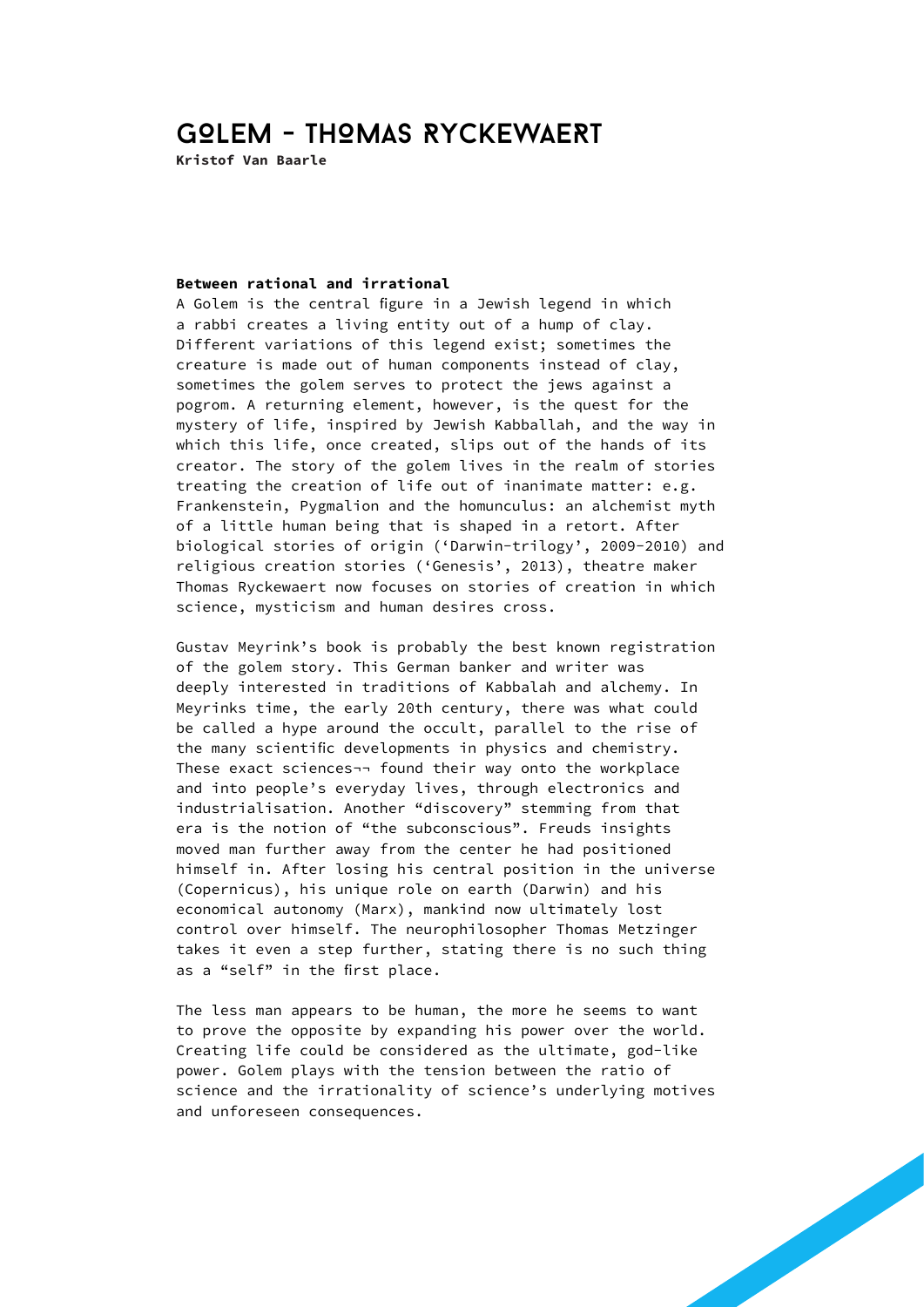# Golem - Thomas Ryckewaert

**Kristof Van Baarle**

### Between rational and irrational

A Golem is the central figure in a Jewish legend in which a rabbi creates a living entity out of a hump of clay. Different variations of this legend exist; sometimes the creature is made out of human components instead of clay, sometimes the golem serves to protect the jews against a pogrom. A returning element, however, is the quest for the mystery of life, inspired by Jewish Kabballah, and the way in which this life, once created, slips out of the hands of its creator. The story of the golem lives in the realm of stories treating the creation of life out of inanimate matter: e.g. Frankenstein, Pygmalion and the homunculus: an alchemist myth of a little human being that is shaped in a retort. After biological stories of origin ('Darwin-trilogy', 2009-2010) and religious creation stories ('Genesis', 2013), theatre maker Thomas Ryckewaert now focuses on stories of creation in which science, mysticism and human desires cross.

Gustav Meyrink's book is probably the best known registration of the golem story. This German banker and writer was deeply interested in traditions of Kabbalah and alchemy. In Meyrinks time, the early 20th century, there was what could be called a hype around the occult, parallel to the rise of the many scientific developments in physics and chemistry. These exact sciences¬¬ found their way onto the workplace and into people's everyday lives, through electronics and industrialisation. Another "discovery" stemming from that era is the notion of "the subconscious". Freuds insights moved man further away from the center he had positioned himself in. After losing his central position in the universe (Copernicus), his unique role on earth (Darwin) and his economical autonomy (Marx), mankind now ultimately lost control over himself. The neurophilosopher Thomas Metzinger takes it even a step further, stating there is no such thing as a "self" in the first place.

The less man appears to be human, the more he seems to want to prove the opposite by expanding his power over the world. Creating life could be considered as the ultimate, god-like power. Golem plays with the tension between the ratio of science and the irrationality of science's underlying motives and unforeseen consequences.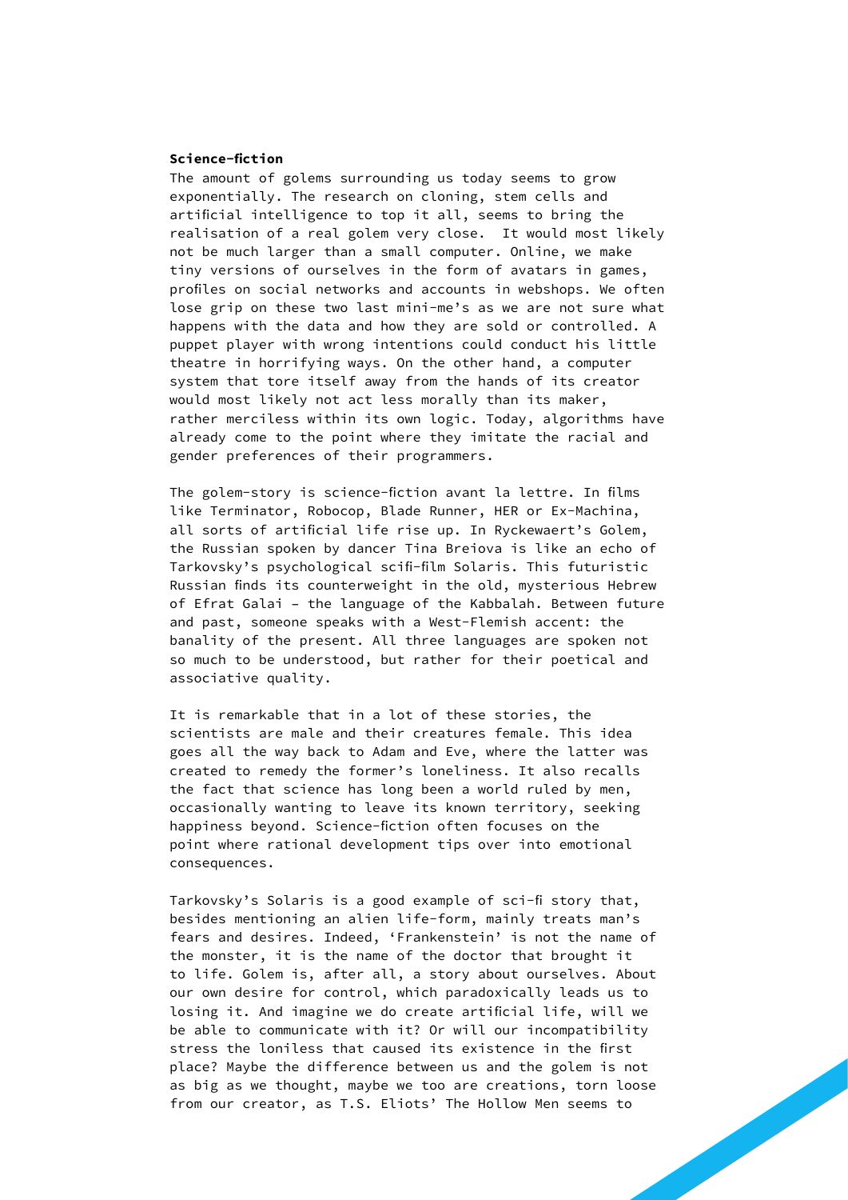**Science-fiction**

The amount of golems surrounding us today seems to grow exponentially. The research on cloning, stem cells and artificial intelligence to top it all, seems to bring the realisation of a real golem very close. It would most likely not be much larger than a small computer. Online, we make tiny versions of ourselves in the form of avatars in games, profiles on social networks and accounts in webshops. We often lose grip on these two last mini-me's as we are not sure what happens with the data and how they are sold or controlled. A puppet player with wrong intentions could conduct his little theatre in horrifying ways. On the other hand, a computer system that tore itself away from the hands of its creator would most likely not act less morally than its maker, rather merciless within its own logic. Today, algorithms have already come to the point where they imitate the racial and gender preferences of their programmers.

The golem-story is science-fiction avant la lettre. In films like Terminator, Robocop, Blade Runner, HER or Ex-Machina, all sorts of artificial life rise up. In Ryckewaert's Golem, the Russian spoken by dancer Tina Breiova is like an echo of Tarkovsky's psychological scifi-film Solaris. This futuristic Russian finds its counterweight in the old, mysterious Hebrew of Efrat Galai – the language of the Kabbalah. Between future and past, someone speaks with a West-Flemish accent: the banality of the present. All three languages are spoken not so much to be understood, but rather for their poetical and associative quality.

It is remarkable that in a lot of these stories, the scientists are male and their creatures female. This idea goes all the way back to Adam and Eve, where the latter was created to remedy the former's loneliness. It also recalls the fact that science has long been a world ruled by men, occasionally wanting to leave its known territory, seeking happiness beyond. Science-fiction often focuses on the point where rational development tips over into emotional consequences.

Tarkovsky's Solaris is a good example of sci-fi story that, besides mentioning an alien life-form, mainly treats man's fears and desires. Indeed, 'Frankenstein' is not the name of the monster, it is the name of the doctor that brought it to life. Golem is, after all, a story about ourselves. About our own desire for control, which paradoxically leads us to losing it. And imagine we do create artificial life, will we be able to communicate with it? Or will our incompatibility stress the loniless that caused its existence in the first place? Maybe the difference between us and the golem is not as big as we thought, maybe we too are creations, torn loose from our creator, as T.S. Eliots' The Hollow Men seems to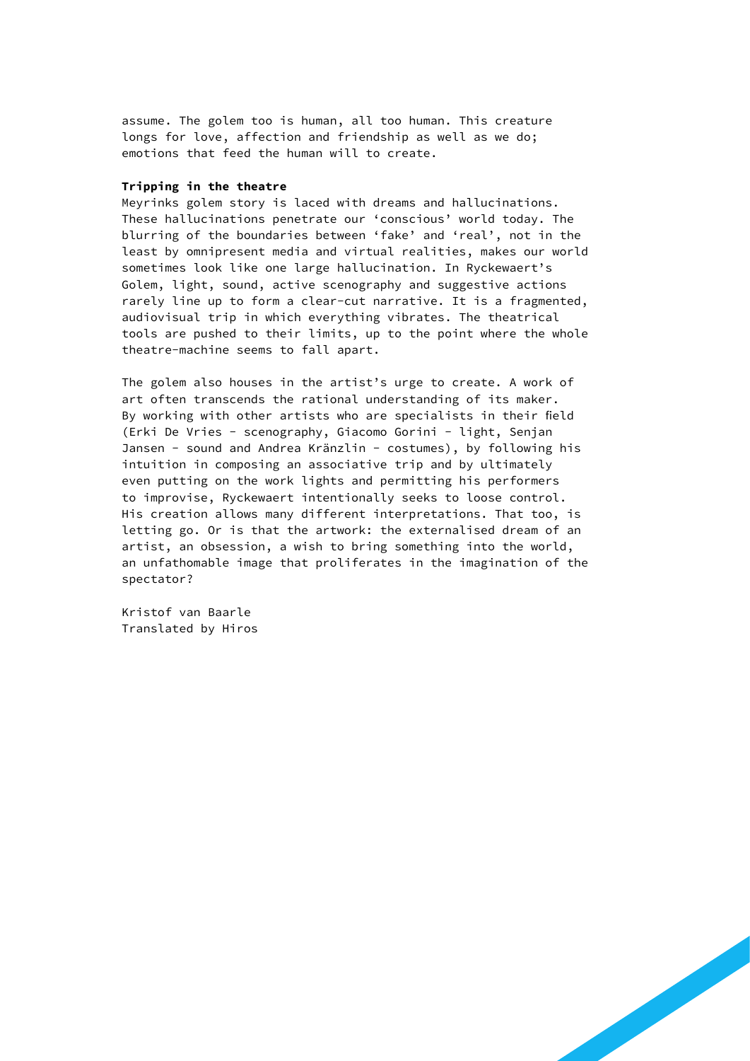assume. The golem too is human, all too human. This creature longs for love, affection and friendship as well as we do; emotions that feed the human will to create.

**Tripping in the theatre**

Meyrinks golem story is laced with dreams and hallucinations. These hallucinations penetrate our 'conscious' world today. The blurring of the boundaries between 'fake' and 'real', not in the least by omnipresent media and virtual realities, makes our world sometimes look like one large hallucination. In Ryckewaert's Golem, light, sound, active scenography and suggestive actions rarely line up to form a clear-cut narrative. It is a fragmented, audiovisual trip in which everything vibrates. The theatrical tools are pushed to their limits, up to the point where the whole theatre-machine seems to fall apart.

The golem also houses in the artist's urge to create. A work of art often transcends the rational understanding of its maker. By working with other artists who are specialists in their field (Erki De Vries - scenography, Giacomo Gorini - light, Senjan Jansen - sound and Andrea Kränzlin - costumes), by following his intuition in composing an associative trip and by ultimately even putting on the work lights and permitting his performers to improvise, Ryckewaert intentionally seeks to loose control. His creation allows many different interpretations. That too, is letting go. Or is that the artwork: the externalised dream of an artist, an obsession, a wish to bring something into the world, an unfathomable image that proliferates in the imagination of the spectator?

Kristof van Baarle
Translated by Hiros